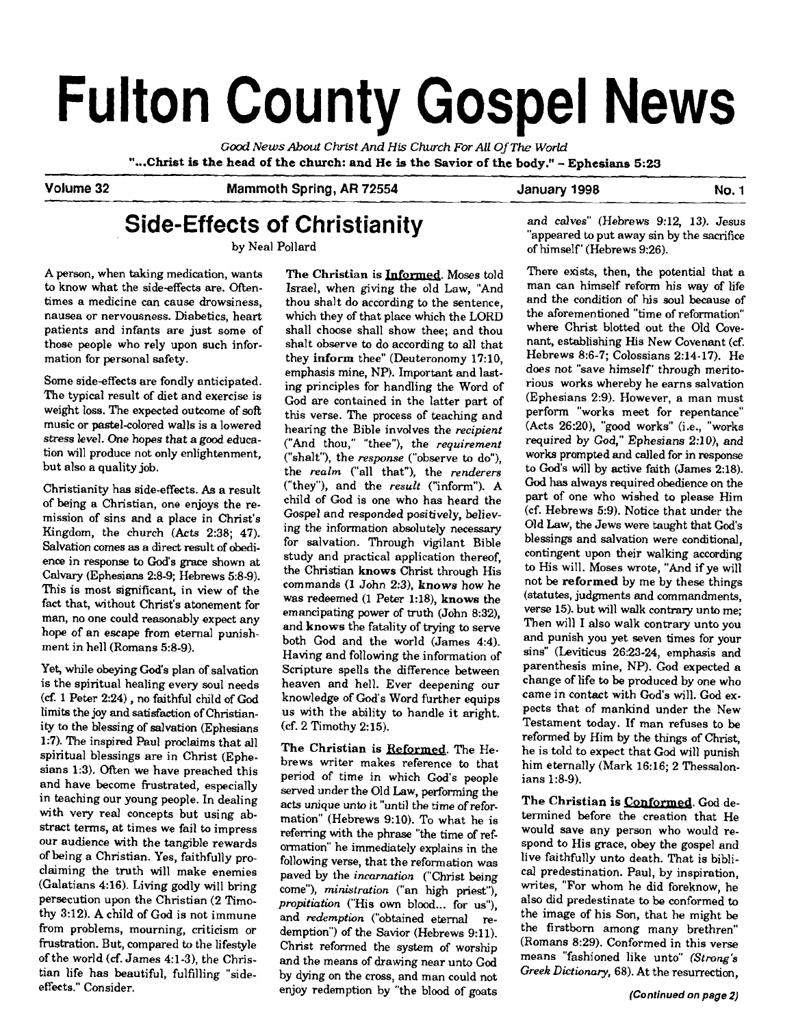# Fulton County Gospel News

*Good News About Christ And His Church For All Of The World*

**"...Christ is the head of the church: and He is the Savior of the body." - Ephesians 5:23**

**Volume 32** **Mammoth Spring, AR 72554** **January 1998** **No. 1**

## Side-Effects of Christianity

by Neal Pollard

A person, when taking medication, wants to know what the side-effects are. Oftentimes a medicine can cause drowsiness, nausea or nervousness. Diabetics, heart patients and infants are just some of those people who rely upon such information for personal safety.

Some side-effects are fondly anticipated. The typical result of diet and exercise is weight loss. The expected outcome of soft music or pastel-colored walls is a lowered stress level. One hopes that a good education will produce not only enlightenment, but also a quality job.

Christianity has side-effects. As a result of being a Christian, one enjoys the remission of sins and a place in Christ's Kingdom, the church (Acts 2:38; 47). Salvation comes as a direct result of obedience in response to God's grace shown at Calvary (Ephesians 2:8-9; Hebrews 5:8-9). This is most significant, in view of the fact that, without Christ's atonement for man, no one could reasonably expect any hope of an escape from eternal punishment in hell (Romans 5:8-9).

Yet, while obeying God's plan of salvation is the spiritual healing every soul needs (cf. 1 Peter 2:24), no faithful child of God limits the joy and satisfaction of Christianity to the blessing of salvation (Ephesians 1:7). The inspired Paul proclaims that all spiritual blessings are in Christ (Ephesians 1:3). Often we have preached this and have become frustrated, especially in teaching our young people. In dealing with very real concepts but using abstract terms, at times we fail to impress our audience with the tangible rewards of being a Christian. Yes, faithfully proclaiming the truth will make enemies (Galatians 4:16). Living godly will bring persecution upon the Christian (2 Timothy 3:12). A child of God is not immune from problems, mourning, criticism or frustration. But, compared to the lifestyle of the world (cf. James 4:1-3), the Christian life has beautiful, fulfilling "side-effects." Consider.

**The Christian is Informed.** Moses told Israel, when giving the old Law, "And thou shalt do according to the sentence, which they of that place which the LORD shall choose shall show thee; and thou shalt observe to do according to all that they **inform** thee" (Deuteronomy 17:10, emphasis mine, NP). Important and lasting principles for handling the Word of God are contained in the latter part of this verse. The process of teaching and hearing the Bible involves the *recipient* ("And thou," "thee"), the *requirement* ("shalt"), the *response* ("observe to do"), the *realm* ("all that"), the *renderers* ("they"), and the *result* ("inform"). A child of God is one who has heard the Gospel and responded positively, believing the information absolutely necessary for salvation. Through vigilant Bible study and practical application thereof, the Christian **knows** Christ through His commands (1 John 2:3), **knows** how he was redeemed (1 Peter 1:18), **knows** the emancipating power of truth (John 8:32), and **knows** the fatality of trying to serve both God and the world (James 4:4). Having and following the information of Scripture spells the difference between heaven and hell. Ever deepening our knowledge of God's Word further equips us with the ability to handle it aright. (cf. 2 Timothy 2:15).

**The Christian is Reformed.** The Hebrews writer makes reference to that period of time in which God's people served under the Old Law, performing the acts unique unto it "until the time of reformation" (Hebrews 9:10). To what he is referring with the phrase "the time of reformation" he immediately explains in the following verse, that the reformation was paved by the *incarnation* ("Christ being come"), *ministration* ("an high priest"), *propitiation* ("His own blood... for us"), and *redemption* ("obtained eternal redemption") of the Savior (Hebrews 9:11). Christ reformed the system of worship and the means of drawing near unto God by dying on the cross, and man could not enjoy redemption by "the blood of goats and calves" (Hebrews 9:12, 13). Jesus "appeared to put away sin by the sacrifice of himself" (Hebrews 9:26).

There exists, then, the potential that a man can himself reform his way of life and the condition of his soul because of the aforementioned "time of reformation" where Christ blotted out the Old Covenant, establishing His New Covenant (cf. Hebrews 8:6-7; Colossians 2:14-17). He does not "save himself" through meritorious works whereby he earns salvation (Ephesians 2:9). However, a man must perform "works meet for repentance" (Acts 26:20), "good works" (i.e., "works required by God," Ephesians 2:10), and works prompted and called for in response to God's will by active faith (James 2:18). God has always required obedience on the part of one who wished to please Him (cf. Hebrews 5:9). Notice that under the Old Law, the Jews were taught that God's blessings and salvation were conditional, contingent upon their walking according to His will. Moses wrote, "And if ye will not be **reformed** by me by these things (statutes, judgments and commandments, verse 15). but will walk contrary unto me; Then will I also walk contrary unto you and punish you yet seven times for your sins" (Leviticus 26:23-24, emphasis and parenthesis mine, NP). God expected a change of life to be produced by one who came in contact with God's will. God expects that of mankind under the New Testament today. If man refuses to be reformed by Him by the things of Christ, he is told to expect that God will punish him eternally (Mark 16:16; 2 Thessalonians 1:8-9).

**The Christian is Conformed.** God determined before the creation that He would save any person who would respond to His grace, obey the gospel and live faithfully unto death. That is biblical predestination. Paul, by inspiration, writes, "For whom he did foreknow, he also did predestinate to be conformed to the image of his Son, that he might be the firstborn among many brethren" (Romans 8:29). Conformed in this verse means "fashioned like unto" *(Strong's Greek Dictionary*, 68). At the resurrection,

*(Continued on page 2)*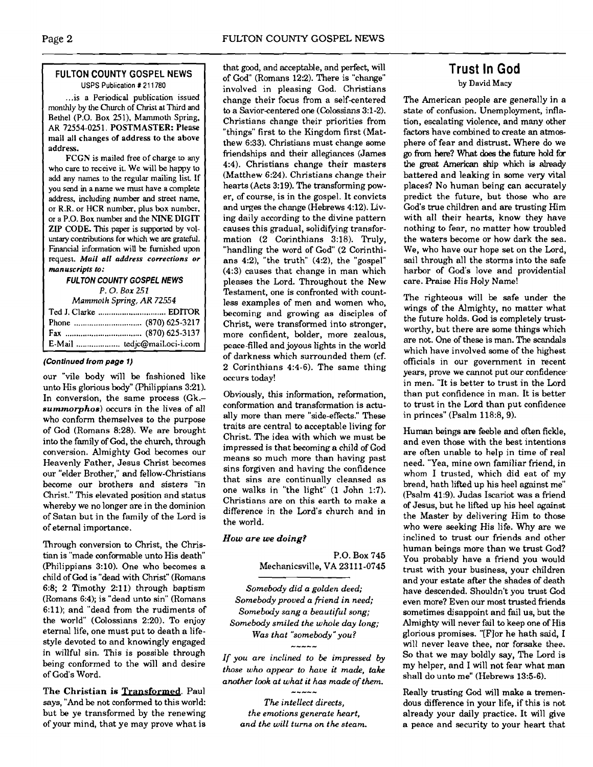## FULTON COUNTY GOSPEL NEWS

USPS Publication # 211780

...is a Periodical publication issued monthly by the Church of Christ at Third and Bethel (P.O. Box 251), Mammoth Spring, AR 72554-0251. **POSTMASTER: Please mail all changes of address to the above address.**

FCGN is mailed free of charge to any who care to receive it. We will be happy to add any names to the regular mailing list. If you send in a name we must have a complete address, including number and street name, or R.R. or HCR number, plus box number, or a P.O. Box number and the **NINE DIGIT ZIP CODE.** This paper is supported by voluntary contributions for which we are grateful. Financial information will be furnished upon request. ***Mail all address corrections or manuscripts to:***

***FULTON COUNTY GOSPEL NEWS***
*P. O. Box 251*
*Mammoth Spring, AR 72554*

Ted J. Clarke .............................. EDITOR
Phone .............................. (870) 625-3217
Fax .................................. (870) 625-3137
E-Mail ................... tedjc@mail.oci-i.com

***(Continued from page 1)***

our "vile body will be fashioned like unto His glorious body" (Philippians 3:21). In conversion, the same process (Gk.–***summorphos***) occurs in the lives of all who conform themselves to the purpose of God (Romans 8:28). We are brought into the family of God, the church, through conversion. Almighty God becomes our Heavenly Father, Jesus Christ becomes our "elder Brother," and fellow-Christians become our brothers and sisters "in Christ." This elevated position and status whereby we no longer are in the dominion of Satan but in the family of the Lord is of eternal importance.

Through conversion to Christ, the Christian is "made conformable unto His death" (Philippians 3:10). One who becomes a child of God is "dead with Christ" (Romans 6:8; 2 Timothy 2:11) through baptism (Romans 6:4); is "dead unto sin" (Romans 6:11); and "dead from the rudiments of the world" (Colossians 2:20). To enjoy eternal life, one must put to death a lifestyle devoted to and knowingly engaged in willful sin. This is possible through being conformed to the will and desire of God's Word.

**The Christian is Transformed.** Paul says, "And be not conformed to this world: but be ye transformed by the renewing of your mind, that ye may prove what is that good, and acceptable, and perfect, will of God" (Romans 12:2). There is "change" involved in pleasing God. Christians change their focus from a self-centered to a Savior-centered one (Colossians 3:1-2). Christians change their priorities from "things" first to the Kingdom first (Matthew 6:33). Christians must change some friendships and their allegiances (James 4:4). Christians change their masters (Matthew 6:24). Christians change their hearts (Acts 3:19). The transforming power, of course, is in the gospel. It convicts and urges the change (Hebrews 4:12). Living daily according to the divine pattern causes this gradual, solidifying transformation (2 Corinthians 3:18). Truly, "handling the word of God" (2 Corinthians 4:2), "the truth" (4:2), the "gospel" (4:3) causes that change in man which pleases the Lord. Throughout the New Testament, one is confronted with countless examples of men and women who, becoming and growing as disciples of Christ, were transformed into stronger, more confident, bolder, more zealous, peace-filled and joyous lights in the world of darkness which surrounded them (cf. 2 Corinthians 4:4-6). The same thing occurs today!

Obviously, this information, reformation, conformation and transformation is actually more than mere "side-effects." These traits are central to acceptable living for Christ. The idea with which we must be impressed is that becoming a child of God means so much more than having past sins forgiven and having the confidence that sins are continually cleansed as one walks in "the light" (1 John 1:7). Christians are on this earth to make a difference in the Lord's church and in the world.

***How are we doing?***

P.O. Box 745
Mechanicsville, VA 23111-0745

*Somebody did a golden deed;*
*Somebody proved a friend in need;*
*Somebody sang a beautiful song;*
*Somebody smiled the whole day long;*
*Was that "somebody" you?*

~~~~~

*If you are inclined to be impressed by those who appear to have it made, take another look at what it has made of them.*

~~~~~

*The intellect directs,*
*the emotions generate heart,*
*and the will turns on the steam.*

## Trust In God

by David Macy

The American people are generally in a state of confusion. Unemployment, inflation, escalating violence, and many other factors have combined to create an atmosphere of fear and distrust. Where do we go from here? What does the future hold for the great American ship which is already battered and leaking in some very vital places? No human being can accurately predict the future, but those who are God's true children and are trusting Him with all their hearts, know they have nothing to fear, no matter how troubled the waters become or how dark the sea. We, who have our hope set on the Lord, sail through all the storms into the safe harbor of God's love and providential care. Praise His Holy Name!

The righteous will be safe under the wings of the Almighty, no matter what the future holds. God is completely trustworthy, but there are some things which are not. One of these is man. The scandals which have involved some of the highest officials in our government in recent years, prove we cannot put our confidence in men. "It is better to trust in the Lord than put confidence in man. It is better to trust in the Lord than put confidence in princes" (Psalm 118:8, 9).

Human beings are feeble and often fickle, and even those with the best intentions are often unable to help in time of real need. "Yea, mine own familiar friend, in whom I trusted, which did eat of my bread, hath lifted up his heel against me" (Psalm 41:9). Judas Iscariot was a friend of Jesus, but he lifted up his heel against the Master by delivering Him to those who were seeking His life. Why are we inclined to trust our friends and other human beings more than we trust God? You probably have a friend you would trust with your business, your children and your estate after the shades of death have descended. Shouldn't you trust God even more? Even our most trusted friends sometimes disappoint and fail us, but the Almighty will never fail to keep one of His glorious promises. "[F]or he hath said, I will never leave thee, nor forsake thee. So that we may boldly say, The Lord is my helper, and I will not fear what man shall do unto me" (Hebrews 13:5-6).

Really trusting God will make a tremendous difference in your life, if this is not already your daily practice. It will give a peace and security to your heart that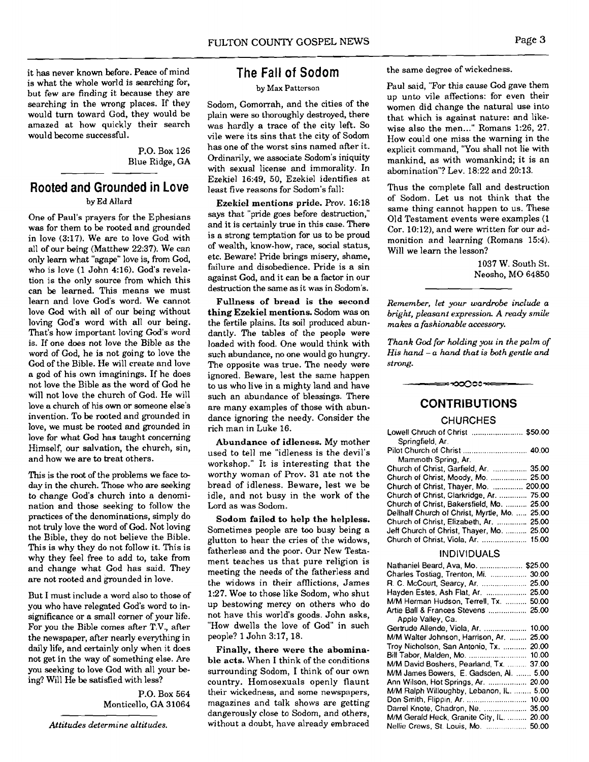it has never known before. Peace of mind is what the whole world is searching for, but few are finding it because they are searching in the wrong places. If they would turn toward God, they would be amazed at how quickly their search would become successful.

P.O. Box 126
Blue Ridge, GA

## Rooted and Grounded in Love

by Ed Allard

One of Paul's prayers for the Ephesians was for them to be rooted and grounded in love (3:17). We are to love God with all of our being (Matthew 22:37). We can only learn what "agape" love is, from God, who is love (1 John 4:16). God's revelation is the only source from which this can be learned. This means we must learn and love God's word. We cannot love God with all of our being without loving God's word with all our being. That's how important loving God's word is. If one does not love the Bible as the word of God, he is not going to love the God of the Bible. He will create and love a god of his own imaginings. If he does not love the Bible as the word of God he will not love the church of God. He will love a church of his own or someone else's invention. To be rooted and grounded in love, we must be rooted and grounded in love for what God has taught concerning Himself, our salvation, the church, sin, and how we are to treat others.

This is the root of the problems we face today in the church. Those who are seeking to change God's church into a denomination and those seeking to follow the practices of the denominations, simply do not truly love the word of God. Not loving the Bible, they do not believe the Bible. This is why they do not follow it. This is why they feel free to add to, take from and change what God has said. They are not rooted and grounded in love.

But I must include a word also to those of you who have relegated God's word to insignificance or a small corner of your life. For you the Bible comes after T.V., after the newspaper, after nearly everything in daily life, and certainly only when it does not get in the way of something else. Are you seeking to love God with all your being? Will He be satisfied with less?

P.O. Box 564
Monticello, GA 31064

*Attitudes determine altitudes.*

## The Fall of Sodom

by Max Patterson

Sodom, Gomorrah, and the cities of the plain were so thoroughly destroyed, there was hardly a trace of the city left. So vile were its sins that the city of Sodom has one of the worst sins named after it. Ordinarily, we associate Sodom's iniquity with sexual license and immorality. In Ezekiel 16:49, 50, Ezekiel identifies at least five reasons for Sodom's fall:

**Ezekiel mentions pride.** Prov. 16:18 says that "pride goes before destruction," and it is certainly true in this case. There is a strong temptation for us to be proud of wealth, know-how, race, social status, etc. Beware! Pride brings misery, shame, failure and disobedience. Pride is a sin against God, and it can be a factor in our destruction the same as it was in Sodom's.

**Fullness of bread is the second thing Ezekiel mentions.** Sodom was on the fertile plains. Its soil produced abundantly. The tables of the people were loaded with food. One would think with such abundance, no one would go hungry. The opposite was true. The needy were ignored. Beware, lest the same happen to us who live in a mighty land and have such an abundance of blessings. There are many examples of those with abundance ignoring the needy. Consider the rich man in Luke 16.

**Abundance of idleness.** My mother used to tell me "idleness is the devil's workshop." It is interesting that the worthy woman of Prov. 31 ate not the bread of idleness. Beware, lest we be idle, and not busy in the work of the Lord as was Sodom.

**Sodom failed to help the helpless.** Sometimes people are too busy being a glutton to hear the cries of the widows, fatherless and the poor. Our New Testament teaches us that pure religion is meeting the needs of the fatherless and the widows in their afflictions, James 1:27. Woe to those like Sodom, who shut up bestowing mercy on others who do not have this world's goods. John asks, "How dwells the love of God" in such people? 1 John 3:17, 18.

**Finally, there were the abominable acts.** When I think of the conditions surrounding Sodom, I think of our own country. Homosexuals openly flaunt their wickedness, and some newspapers, magazines and talk shows are getting dangerously close to Sodom, and others, without a doubt, have already embraced the same degree of wickedness.

Paul said, "For this cause God gave them up unto vile affections: for even their women did change the natural use into that which is against nature: and likewise also the men..." Romans 1:26, 27. How could one miss the warning in the explicit command, "You shall not lie with mankind, as with womankind; it is an abomination"? Lev. 18:22 and 20:13.

Thus the complete fall and destruction of Sodom. Let us not think that the same thing cannot happen to us. These Old Testament events were examples (1 Cor. 10:12), and were written for our admonition and learning (Romans 15:4). Will we learn the lesson?

1037 W. South St.
Neosho, MO 64850

*Remember, let your wardrobe include a bright, pleasant expression. A ready smile makes a fashionable accessory.*

*Thank God for holding you in the palm of His hand – a hand that is both gentle and strong.*

## CONTRIBUTIONS

### CHURCHES

| | |
|---|---|
| Lowell Chruch of Christ Springfield, Ar. | $50.00 |
| Pilot Church of Christ Mammoth Spring, Ar. | 40.00 |
| Church of Christ, Garfield, Ar. | 35.00 |
| Church of Christ, Moody, Mo. | 25.00 |
| Church of Christ, Thayer, Mo. | 200.00 |
| Church of Christ, Clarkridge, Ar. | 75.00 |
| Church of Christ, Bakersfield, Mo. | 25.00 |
| Dellhalf Church of Christ, Myrtle, Mo. | 25.00 |
| Church of Christ, Elizabeth, Ar. | 25.00 |
| Jeff Church of Christ, Thayer, Mo. | 25.00 |
| Church of Christ, Viola, Ar. | 15.00 |

### INDIVIDUALS

| | |
|---|---|
| Nathaniel Beard, Ava, Mo. | $25.00 |
| Charles Tostiag, Trenton, Mi. | 30.00 |
| R. C. McCourt, Searcy, Ar. | 25.00 |
| Hayden Estes, Ash Flat, Ar. | 25.00 |
| M/M Herman Hudson, Terrell, Tx. | 50.00 |
| Artie Ball & Frances Stevens Apple Valley, Ca. | 25.00 |
| Gertrude Allende, Viola, Ar. | 10.00 |
| M/M Walter Johnson, Harrison, Ar. | 25.00 |
| Troy Nicholson, San Antonio, Tx. | 20.00 |
| Bill Tabor, Malden, Mo. | 10.00 |
| M/M David Boshers, Pearland, Tx. | 37.00 |
| M/M James Bowers, E. Gadsden, Al. | 5.00 |
| Ann Wilson, Hot Springs, Ar. | 20.00 |
| M/M Ralph Willoughby, Lebanon, IL. | 5.00 |
| Don Smith, Flippin, Ar. | 10.00 |
| Darrel Knote, Chadron, Ne. | 35.00 |
| M/M Gerald Heck, Granite City, IL. | 20.00 |
| Nellie Crews, St. Louis, Mo. | 50.00 |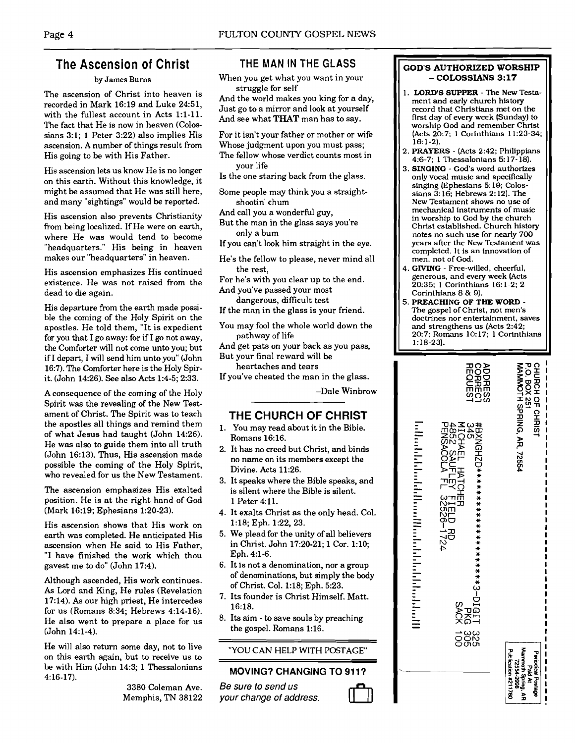## The Ascension of Christ

by James Burns

The ascension of Christ into heaven is recorded in Mark 16:19 and Luke 24:51, with the fullest account in Acts 1:1-11. The fact that He is now in heaven (Colossians 3:1; 1 Peter 3:22) also implies His ascension. A number of things result from His going to be with His Father.

His ascension lets us know He is no longer on this earth. Without this knowledge, it might be assumed that He was still here, and many "sightings" would be reported.

His ascension also prevents Christianity from being localized. If He were on earth, where He was would tend to become "headquarters." His being in heaven makes our "headquarters" in heaven.

His ascension emphasizes His continued existence. He was not raised from the dead to die again.

His departure from the earth made possible the coming of the Holy Spirit on the apostles. He told them, "It is expedient for you that I go away: for if I go not away, the Comforter will not come unto you; but if I depart, I will send him unto you" (John 16:7). The Comforter here is the Holy Spirit. (John 14:26). See also Acts 1:4-5; 2:33.

A consequence of the coming of the Holy Spirit was the revealing of the New Testament of Christ. The Spirit was to teach the apostles all things and remind them of what Jesus had taught (John 14:26). He was also to guide them into all truth (John 16:13). Thus, His ascension made possible the coming of the Holy Spirit, who revealed for us the New Testament.

The ascension emphasizes His exalted position. He is at the right hand of God (Mark 16:19; Ephesians 1:20-23).

His ascension shows that His work on earth was completed. He anticipated His ascension when He said to His Father, "I have finished the work which thou gavest me to do" (John 17:4).

Although ascended, His work continues. As Lord and King, He rules (Revelation 17:14). As our high priest, He intercedes for us (Romans 8:34; Hebrews 4:14-16). He also went to prepare a place for us (John 14:1-4).

He will also return some day, not to live on this earth again, but to receive us to be with Him (John 14:3; 1 Thessalonians 4:16-17).

3380 Coleman Ave.
Memphis, TN 38122

## THE MAN IN THE GLASS

When you get what you want in your
struggle for self
And the world makes you king for a day,
Just go to a mirror and look at yourself
And see what **THAT** man has to say.

For it isn't your father or mother or wife
Whose judgment upon you must pass;
The fellow whose verdict counts most in
your life
Is the one staring back from the glass.

Some people may think you a straight-
shootin' chum
And call you a wonderful guy,
But the man in the glass says you're
only a bum
If you can't look him straight in the eye.

He's the fellow to please, never mind all
the rest,
For he's with you clear up to the end.
And you've passed your most
dangerous, difficult test
If the man in the glass is your friend.

You may fool the whole world down the
pathway of life
And get pats on your back as you pass,
But your final reward will be
heartaches and tears
If you've cheated the man in the glass.

–Dale Winbrow

## THE CHURCH OF CHRIST

1. You may read about it in the Bible. Romans 16:16.
2. It has no creed but Christ, and binds no name on its members except the Divine. Acts 11:26.
3. It speaks where the Bible speaks, and is silent where the Bible is silent. 1 Peter 4:11.
4. It exalts Christ as the only head. Col. 1:18; Eph. 1:22, 23.
5. We plead for the unity of all believers in Christ. John 17:20-21; 1 Cor. 1:10; Eph. 4:1-6.
6. It is not a denomination, nor a group of denominations, but simply the body of Christ. Col. 1:18; Eph. 5:23.
7. Its founder is Christ Himself. Matt. 16:18.
8. Its aim - to save souls by preaching the gospel. Romans 1:16.

"YOU CAN HELP WITH POSTAGE"

**MOVING? CHANGING TO 911?**

*Be sure to send us your change of address.*

### GOD'S AUTHORIZED WORSHIP - COLOSSIANS 3:17

1. **LORD'S SUPPER** - The New Testament and early church history record that Christians met on the first day of every week (Sunday) to worship God and remember Christ (Acts 20:7; 1 Corinthians 11:23-34; 16:1-2).
2. **PRAYERS** - (Acts 2:42; Philippians 4:6-7; 1 Thessalonians 5:17-18).
3. **SINGING** - God's word authorizes only vocal music and specifically singing (Ephesians 5:19; Colossians 3:16; Hebrews 2:12). The New Testament shows no use of mechanical instruments of music in worship to God by the church Christ established. Church history notes no such use for nearly 700 years after the New Testament was completed. It is an innovation of men, not of God.
4. **GIVING** - Free-willed, cheerful, generous, and every week (Acts 20:35; 1 Corinthians 16:1-2; 2 Corinthians 8 & 9).
5. **PREACHING OF THE WORD** - The gospel of Christ, not men's doctrines nor entertainment, saves and strengthens us (Acts 2:42; 20:7; Romans 10:17; 1 Corinthians 1:18-23).

CHURCH OF CHRIST
P.O. BOX 251
MAMMOTH SPRING, AR, 72554

ADDRESS
CORRECT
REQUEST

#BXNGHZD*******************3-DIGIT 325
345 PKG 305
MICHAEL HATCHER SACK 100
4852 SAUFLEY FIELD RD
PENSACOLA FL 32526-1724

Periodical Postage
Paid At
Mammoth Spring, AR
72554-9998
Publication #211780